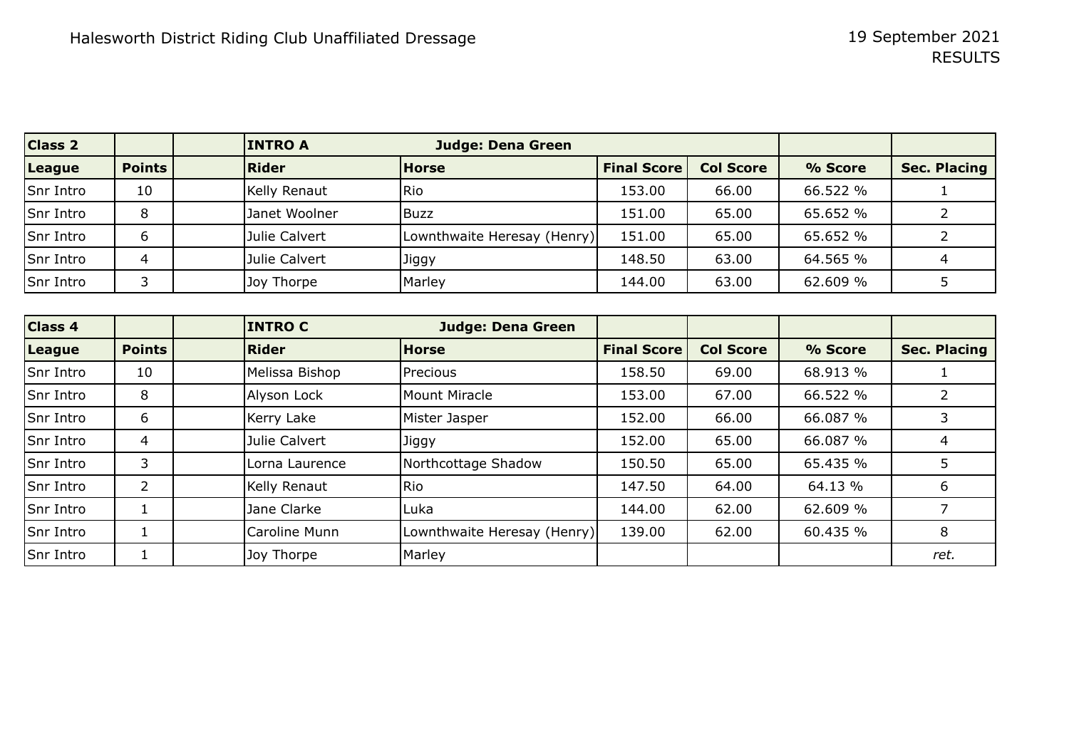Halesworth District Riding Club Unaffiliated Dressage

19 September 2021
RESULTS

| Class 2 | | | INTRO A | Judge: Dena Green | | | | |
|---|---|---|---|---|---|---|---|---|
| **League** | **Points** | | **Rider** | **Horse** | **Final Score** | **Col Score** | **% Score** | **Sec. Placing** |
| Snr Intro | 10 | | Kelly Renaut | Rio | 153.00 | 66.00 | 66.522 % | 1 |
| Snr Intro | 8 | | Janet Woolner | Buzz | 151.00 | 65.00 | 65.652 % | 2 |
| Snr Intro | 6 | | Julie Calvert | Lownthwaite Heresay (Henry) | 151.00 | 65.00 | 65.652 % | 2 |
| Snr Intro | 4 | | Julie Calvert | Jiggy | 148.50 | 63.00 | 64.565 % | 4 |
| Snr Intro | 3 | | Joy Thorpe | Marley | 144.00 | 63.00 | 62.609 % | 5 |

| Class 4 | | | INTRO C | Judge: Dena Green | | | | |
|---|---|---|---|---|---|---|---|---|
| **League** | **Points** | | **Rider** | **Horse** | **Final Score** | **Col Score** | **% Score** | **Sec. Placing** |
| Snr Intro | 10 | | Melissa Bishop | Precious | 158.50 | 69.00 | 68.913 % | 1 |
| Snr Intro | 8 | | Alyson Lock | Mount Miracle | 153.00 | 67.00 | 66.522 % | 2 |
| Snr Intro | 6 | | Kerry Lake | Mister Jasper | 152.00 | 66.00 | 66.087 % | 3 |
| Snr Intro | 4 | | Julie Calvert | Jiggy | 152.00 | 65.00 | 66.087 % | 4 |
| Snr Intro | 3 | | Lorna Laurence | Northcottage Shadow | 150.50 | 65.00 | 65.435 % | 5 |
| Snr Intro | 2 | | Kelly Renaut | Rio | 147.50 | 64.00 | 64.13 % | 6 |
| Snr Intro | 1 | | Jane Clarke | Luka | 144.00 | 62.00 | 62.609 % | 7 |
| Snr Intro | 1 | | Caroline Munn | Lownthwaite Heresay (Henry) | 139.00 | 62.00 | 60.435 % | 8 |
| Snr Intro | 1 | | Joy Thorpe | Marley | | | | *ret.* |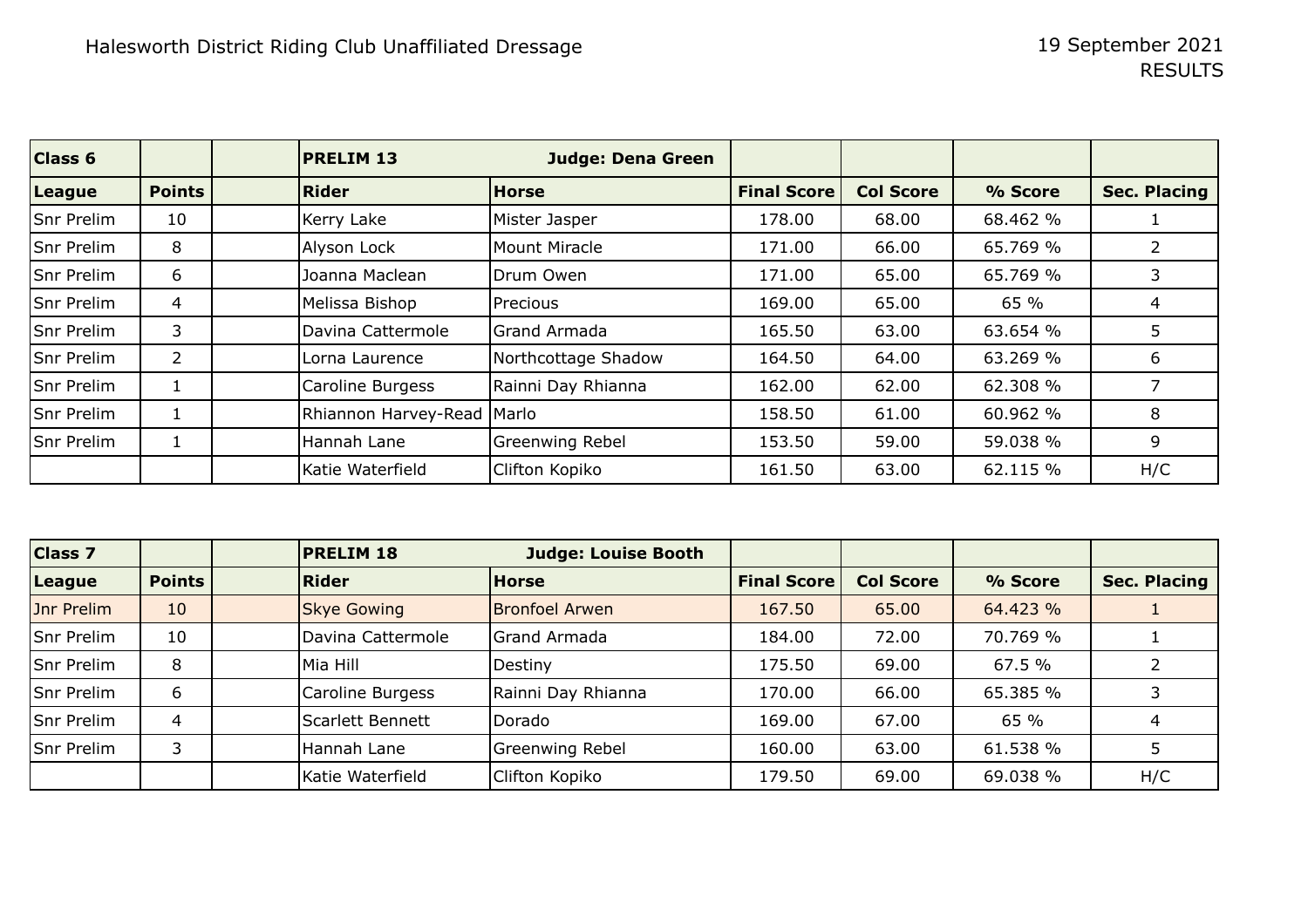Halesworth District Riding Club Unaffiliated Dressage

19 September 2021
RESULTS

| Class 6 | | | PRELIM 13 | Judge: Dena Green | | | | |
|---|---|---|---|---|---|---|---|---|
| **League** | **Points** | | **Rider** | **Horse** | **Final Score** | **Col Score** | **% Score** | **Sec. Placing** |
| Snr Prelim | 10 | | Kerry Lake | Mister Jasper | 178.00 | 68.00 | 68.462 % | 1 |
| Snr Prelim | 8 | | Alyson Lock | Mount Miracle | 171.00 | 66.00 | 65.769 % | 2 |
| Snr Prelim | 6 | | Joanna Maclean | Drum Owen | 171.00 | 65.00 | 65.769 % | 3 |
| Snr Prelim | 4 | | Melissa Bishop | Precious | 169.00 | 65.00 | 65 % | 4 |
| Snr Prelim | 3 | | Davina Cattermole | Grand Armada | 165.50 | 63.00 | 63.654 % | 5 |
| Snr Prelim | 2 | | Lorna Laurence | Northcottage Shadow | 164.50 | 64.00 | 63.269 % | 6 |
| Snr Prelim | 1 | | Caroline Burgess | Rainni Day Rhianna | 162.00 | 62.00 | 62.308 % | 7 |
| Snr Prelim | 1 | | Rhiannon Harvey-Read | Marlo | 158.50 | 61.00 | 60.962 % | 8 |
| Snr Prelim | 1 | | Hannah Lane | Greenwing Rebel | 153.50 | 59.00 | 59.038 % | 9 |
| | | | Katie Waterfield | Clifton Kopiko | 161.50 | 63.00 | 62.115 % | H/C |

| Class 7 | | | PRELIM 18 | Judge: Louise Booth | | | | |
|---|---|---|---|---|---|---|---|---|
| **League** | **Points** | | **Rider** | **Horse** | **Final Score** | **Col Score** | **% Score** | **Sec. Placing** |
| Jnr Prelim | 10 | | Skye Gowing | Bronfoel Arwen | 167.50 | 65.00 | 64.423 % | 1 |
| Snr Prelim | 10 | | Davina Cattermole | Grand Armada | 184.00 | 72.00 | 70.769 % | 1 |
| Snr Prelim | 8 | | Mia Hill | Destiny | 175.50 | 69.00 | 67.5 % | 2 |
| Snr Prelim | 6 | | Caroline Burgess | Rainni Day Rhianna | 170.00 | 66.00 | 65.385 % | 3 |
| Snr Prelim | 4 | | Scarlett Bennett | Dorado | 169.00 | 67.00 | 65 % | 4 |
| Snr Prelim | 3 | | Hannah Lane | Greenwing Rebel | 160.00 | 63.00 | 61.538 % | 5 |
| | | | Katie Waterfield | Clifton Kopiko | 179.50 | 69.00 | 69.038 % | H/C |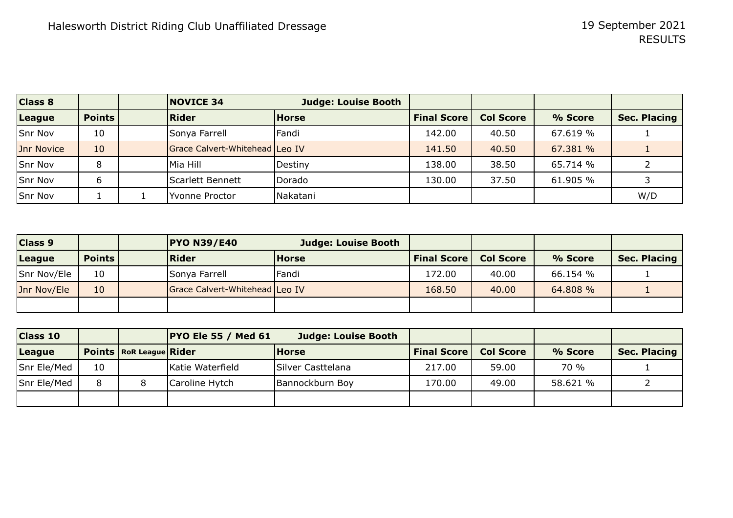Halesworth District Riding Club Unaffiliated Dressage

19 September 2021
RESULTS

| Class 8 | | | NOVICE 34 | Judge: Louise Booth | | | | |
|---|---|---|---|---|---|---|---|---|
| League | Points | | Rider | Horse | Final Score | Col Score | % Score | Sec. Placing |
| Snr Nov | 10 | | Sonya Farrell | Fandi | 142.00 | 40.50 | 67.619 % | 1 |
| Jnr Novice | 10 | | Grace Calvert-Whitehead | Leo IV | 141.50 | 40.50 | 67.381 % | 1 |
| Snr Nov | 8 | | Mia Hill | Destiny | 138.00 | 38.50 | 65.714 % | 2 |
| Snr Nov | 6 | | Scarlett Bennett | Dorado | 130.00 | 37.50 | 61.905 % | 3 |
| Snr Nov | 1 | 1 | Yvonne Proctor | Nakatani | | | | W/D |

| Class 9 | | | PYO N39/E40 | Judge: Louise Booth | | | | |
|---|---|---|---|---|---|---|---|---|
| League | Points | | Rider | Horse | Final Score | Col Score | % Score | Sec. Placing |
| Snr Nov/Ele | 10 | | Sonya Farrell | Fandi | 172.00 | 40.00 | 66.154 % | 1 |
| Jnr Nov/Ele | 10 | | Grace Calvert-Whitehead | Leo IV | 168.50 | 40.00 | 64.808 % | 1 |
| | | | | | | | | |

| Class 10 | | | PYO Ele 55 / Med 61 | Judge: Louise Booth | | | | |
|---|---|---|---|---|---|---|---|---|
| League | Points | RoR League | Rider | Horse | Final Score | Col Score | % Score | Sec. Placing |
| Snr Ele/Med | 10 | | Katie Waterfield | Silver Casttelana | 217.00 | 59.00 | 70 % | 1 |
| Snr Ele/Med | 8 | 8 | Caroline Hytch | Bannockburn Boy | 170.00 | 49.00 | 58.621 % | 2 |
| | | | | | | | | |